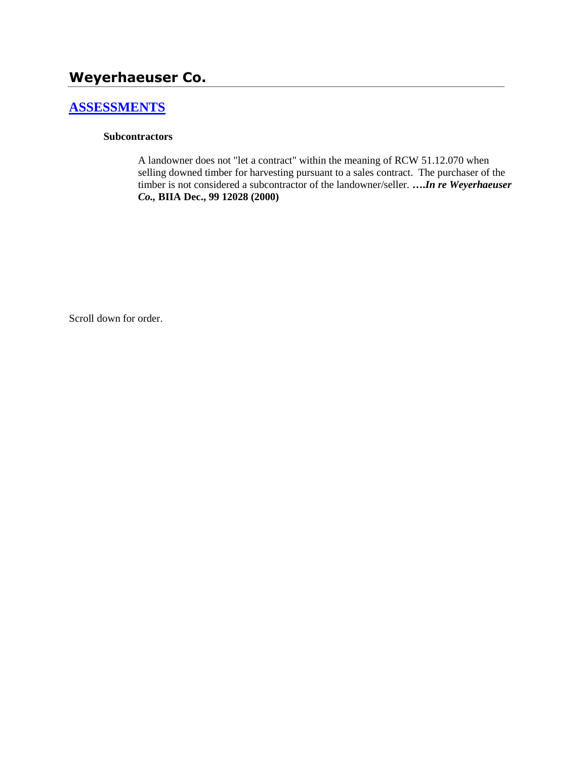# Weyerhaeuser Co.

## ASSESSMENTS

**Subcontractors**

A landowner does not "let a contract" within the meaning of RCW 51.12.070 when selling downed timber for harvesting pursuant to a sales contract. The purchaser of the timber is not considered a subcontractor of the landowner/seller. **….*In re Weyerhaeuser Co.,* BIIA Dec., 99 12028 (2000)**

Scroll down for order.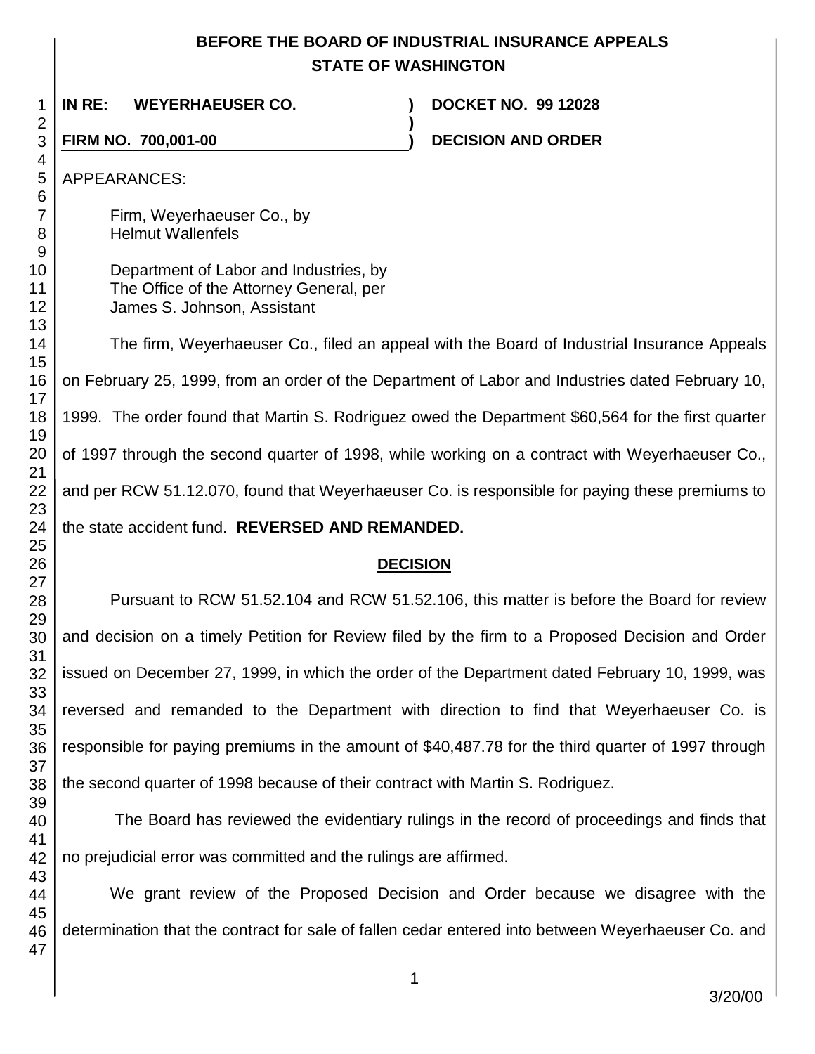# BEFORE THE BOARD OF INDUSTRIAL INSURANCE APPEALS
## STATE OF WASHINGTON

**IN RE: WEYERHAEUSER CO.** ) **DOCKET NO. 99 12028**
)
**FIRM NO. 700,001-00** ) **DECISION AND ORDER**

APPEARANCES:

Firm, Weyerhaeuser Co., by
Helmut Wallenfels

Department of Labor and Industries, by
The Office of the Attorney General, per
James S. Johnson, Assistant

The firm, Weyerhaeuser Co., filed an appeal with the Board of Industrial Insurance Appeals on February 25, 1999, from an order of the Department of Labor and Industries dated February 10, 1999. The order found that Martin S. Rodriguez owed the Department $60,564 for the first quarter of 1997 through the second quarter of 1998, while working on a contract with Weyerhaeuser Co., and per RCW 51.12.070, found that Weyerhaeuser Co. is responsible for paying these premiums to the state accident fund. **REVERSED AND REMANDED.**

## DECISION

Pursuant to RCW 51.52.104 and RCW 51.52.106, this matter is before the Board for review and decision on a timely Petition for Review filed by the firm to a Proposed Decision and Order issued on December 27, 1999, in which the order of the Department dated February 10, 1999, was reversed and remanded to the Department with direction to find that Weyerhaeuser Co. is responsible for paying premiums in the amount of $40,487.78 for the third quarter of 1997 through the second quarter of 1998 because of their contract with Martin S. Rodriguez.

The Board has reviewed the evidentiary rulings in the record of proceedings and finds that no prejudicial error was committed and the rulings are affirmed.

We grant review of the Proposed Decision and Order because we disagree with the determination that the contract for sale of fallen cedar entered into between Weyerhaeuser Co. and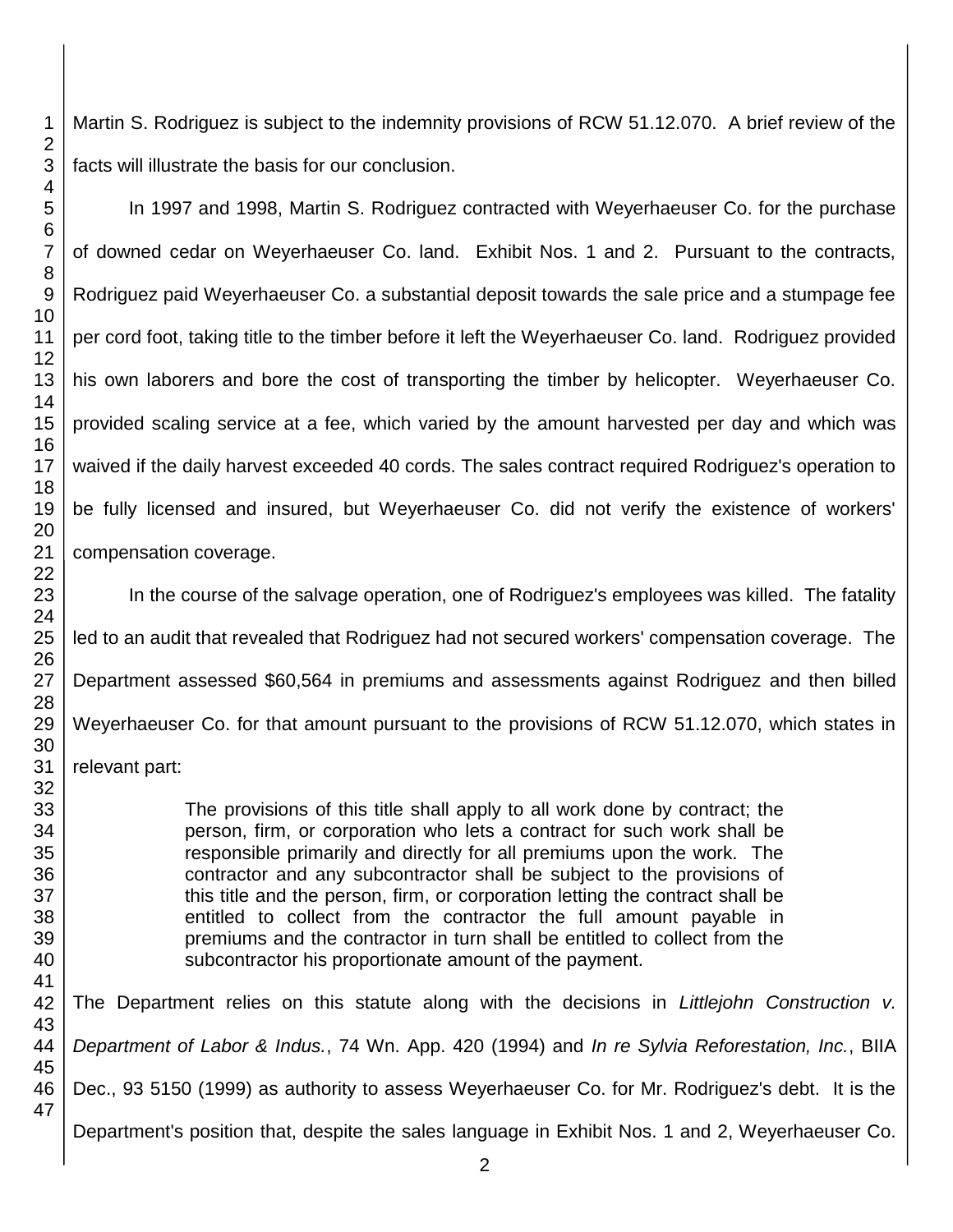Martin S. Rodriguez is subject to the indemnity provisions of RCW 51.12.070. A brief review of the facts will illustrate the basis for our conclusion.

In 1997 and 1998, Martin S. Rodriguez contracted with Weyerhaeuser Co. for the purchase of downed cedar on Weyerhaeuser Co. land. Exhibit Nos. 1 and 2. Pursuant to the contracts, Rodriguez paid Weyerhaeuser Co. a substantial deposit towards the sale price and a stumpage fee per cord foot, taking title to the timber before it left the Weyerhaeuser Co. land. Rodriguez provided his own laborers and bore the cost of transporting the timber by helicopter. Weyerhaeuser Co. provided scaling service at a fee, which varied by the amount harvested per day and which was waived if the daily harvest exceeded 40 cords. The sales contract required Rodriguez's operation to be fully licensed and insured, but Weyerhaeuser Co. did not verify the existence of workers' compensation coverage.

In the course of the salvage operation, one of Rodriguez's employees was killed. The fatality led to an audit that revealed that Rodriguez had not secured workers' compensation coverage. The Department assessed $60,564 in premiums and assessments against Rodriguez and then billed Weyerhaeuser Co. for that amount pursuant to the provisions of RCW 51.12.070, which states in relevant part:

> The provisions of this title shall apply to all work done by contract; the person, firm, or corporation who lets a contract for such work shall be responsible primarily and directly for all premiums upon the work. The contractor and any subcontractor shall be subject to the provisions of this title and the person, firm, or corporation letting the contract shall be entitled to collect from the contractor the full amount payable in premiums and the contractor in turn shall be entitled to collect from the subcontractor his proportionate amount of the payment.

The Department relies on this statute along with the decisions in *Littlejohn Construction v. Department of Labor & Indus.*, 74 Wn. App. 420 (1994) and *In re Sylvia Reforestation, Inc.*, BIIA Dec., 93 5150 (1999) as authority to assess Weyerhaeuser Co. for Mr. Rodriguez's debt. It is the Department's position that, despite the sales language in Exhibit Nos. 1 and 2, Weyerhaeuser Co.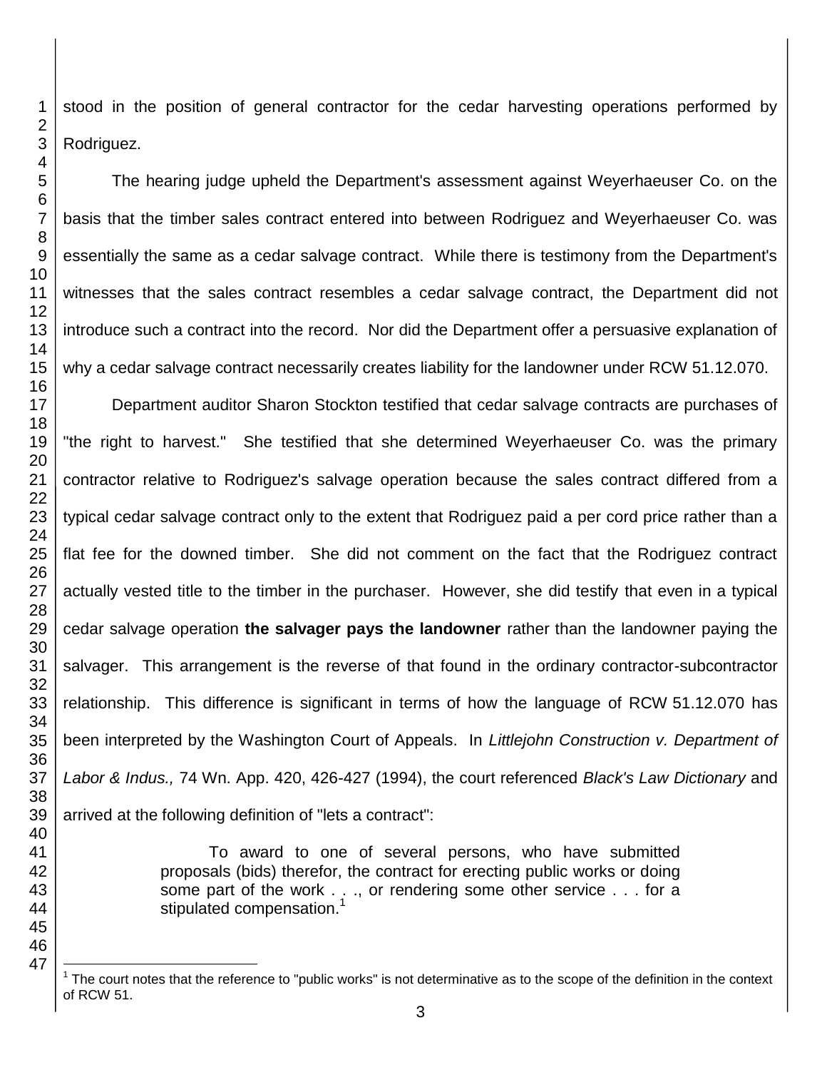stood in the position of general contractor for the cedar harvesting operations performed by Rodriguez.

The hearing judge upheld the Department's assessment against Weyerhaeuser Co. on the basis that the timber sales contract entered into between Rodriguez and Weyerhaeuser Co. was essentially the same as a cedar salvage contract. While there is testimony from the Department's witnesses that the sales contract resembles a cedar salvage contract, the Department did not introduce such a contract into the record. Nor did the Department offer a persuasive explanation of why a cedar salvage contract necessarily creates liability for the landowner under RCW 51.12.070.

Department auditor Sharon Stockton testified that cedar salvage contracts are purchases of "the right to harvest." She testified that she determined Weyerhaeuser Co. was the primary contractor relative to Rodriguez's salvage operation because the sales contract differed from a typical cedar salvage contract only to the extent that Rodriguez paid a per cord price rather than a flat fee for the downed timber. She did not comment on the fact that the Rodriguez contract actually vested title to the timber in the purchaser. However, she did testify that even in a typical cedar salvage operation **the salvager pays the landowner** rather than the landowner paying the salvager. This arrangement is the reverse of that found in the ordinary contractor-subcontractor relationship. This difference is significant in terms of how the language of RCW 51.12.070 has been interpreted by the Washington Court of Appeals. In *Littlejohn Construction v. Department of Labor & Indus.,* 74 Wn. App. 420, 426-427 (1994), the court referenced *Black's Law Dictionary* and arrived at the following definition of "lets a contract":

> To award to one of several persons, who have submitted proposals (bids) therefor, the contract for erecting public works or doing some part of the work . . ., or rendering some other service . . . for a stipulated compensation.[1]

[1] The court notes that the reference to "public works" is not determinative as to the scope of the definition in the context of RCW 51.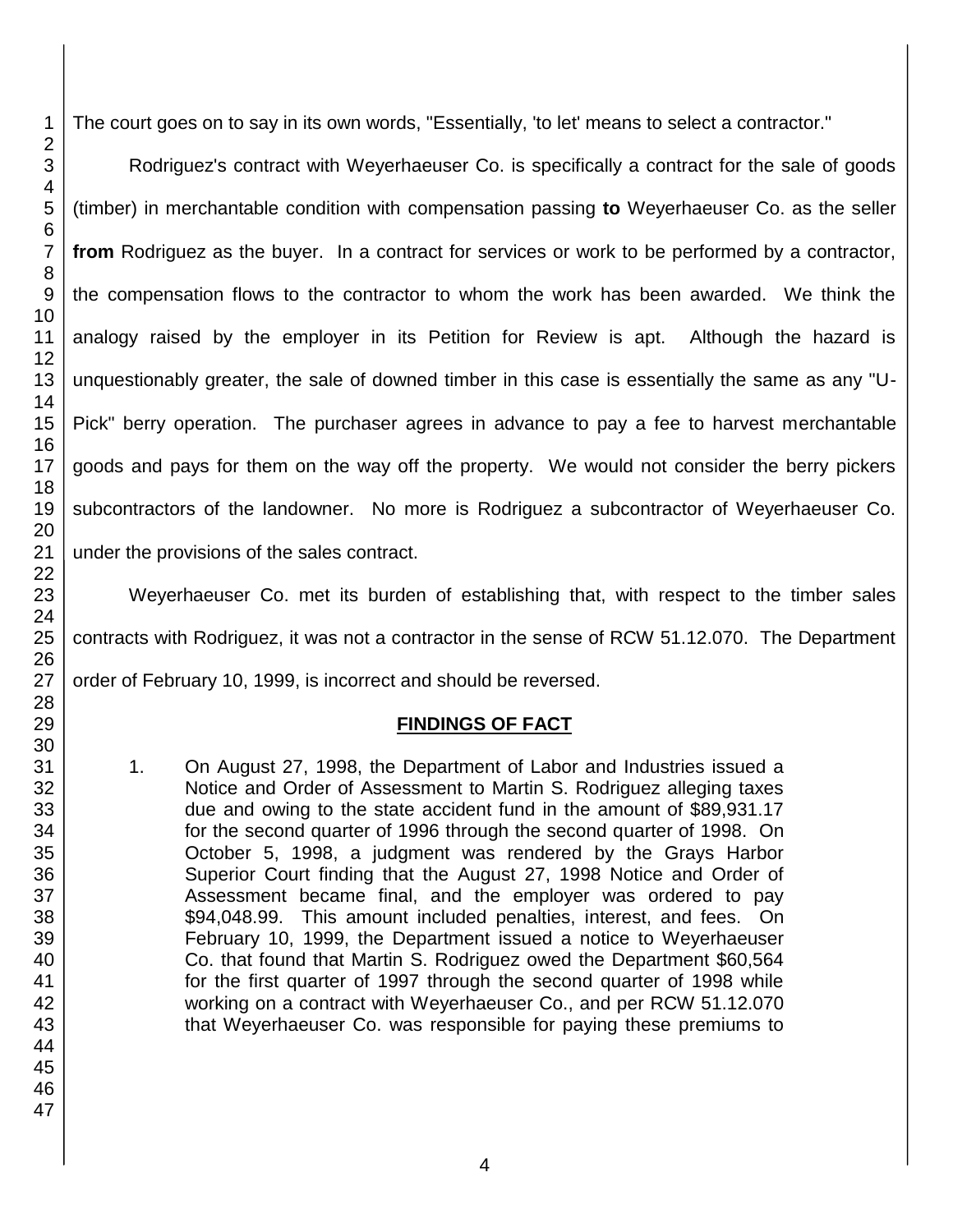The court goes on to say in its own words, "Essentially, 'to let' means to select a contractor."

Rodriguez's contract with Weyerhaeuser Co. is specifically a contract for the sale of goods (timber) in merchantable condition with compensation passing **to** Weyerhaeuser Co. as the seller **from** Rodriguez as the buyer. In a contract for services or work to be performed by a contractor, the compensation flows to the contractor to whom the work has been awarded. We think the analogy raised by the employer in its Petition for Review is apt. Although the hazard is unquestionably greater, the sale of downed timber in this case is essentially the same as any "U-Pick" berry operation. The purchaser agrees in advance to pay a fee to harvest merchantable goods and pays for them on the way off the property. We would not consider the berry pickers subcontractors of the landowner. No more is Rodriguez a subcontractor of Weyerhaeuser Co. under the provisions of the sales contract.

Weyerhaeuser Co. met its burden of establishing that, with respect to the timber sales contracts with Rodriguez, it was not a contractor in the sense of RCW 51.12.070. The Department order of February 10, 1999, is incorrect and should be reversed.

## FINDINGS OF FACT

1. On August 27, 1998, the Department of Labor and Industries issued a Notice and Order of Assessment to Martin S. Rodriguez alleging taxes due and owing to the state accident fund in the amount of $89,931.17 for the second quarter of 1996 through the second quarter of 1998. On October 5, 1998, a judgment was rendered by the Grays Harbor Superior Court finding that the August 27, 1998 Notice and Order of Assessment became final, and the employer was ordered to pay $94,048.99. This amount included penalties, interest, and fees. On February 10, 1999, the Department issued a notice to Weyerhaeuser Co. that found that Martin S. Rodriguez owed the Department $60,564 for the first quarter of 1997 through the second quarter of 1998 while working on a contract with Weyerhaeuser Co., and per RCW 51.12.070 that Weyerhaeuser Co. was responsible for paying these premiums to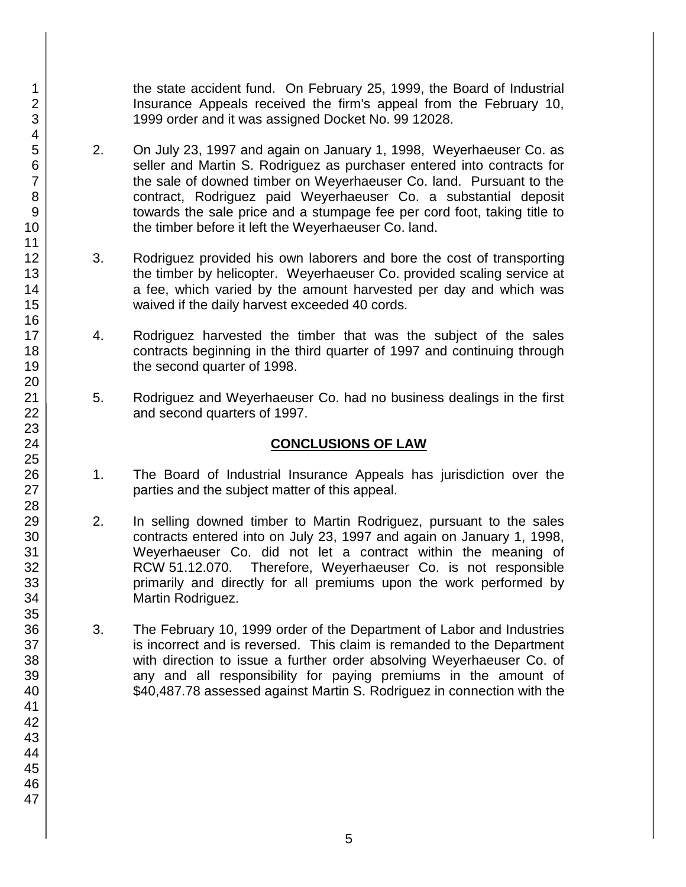the state accident fund. On February 25, 1999, the Board of Industrial Insurance Appeals received the firm's appeal from the February 10, 1999 order and it was assigned Docket No. 99 12028.

2. On July 23, 1997 and again on January 1, 1998, Weyerhaeuser Co. as seller and Martin S. Rodriguez as purchaser entered into contracts for the sale of downed timber on Weyerhaeuser Co. land. Pursuant to the contract, Rodriguez paid Weyerhaeuser Co. a substantial deposit towards the sale price and a stumpage fee per cord foot, taking title to the timber before it left the Weyerhaeuser Co. land.

3. Rodriguez provided his own laborers and bore the cost of transporting the timber by helicopter. Weyerhaeuser Co. provided scaling service at a fee, which varied by the amount harvested per day and which was waived if the daily harvest exceeded 40 cords.

4. Rodriguez harvested the timber that was the subject of the sales contracts beginning in the third quarter of 1997 and continuing through the second quarter of 1998.

5. Rodriguez and Weyerhaeuser Co. had no business dealings in the first and second quarters of 1997.

## CONCLUSIONS OF LAW

1. The Board of Industrial Insurance Appeals has jurisdiction over the parties and the subject matter of this appeal.

2. In selling downed timber to Martin Rodriguez, pursuant to the sales contracts entered into on July 23, 1997 and again on January 1, 1998, Weyerhaeuser Co. did not let a contract within the meaning of RCW 51.12.070. Therefore, Weyerhaeuser Co. is not responsible primarily and directly for all premiums upon the work performed by Martin Rodriguez.

3. The February 10, 1999 order of the Department of Labor and Industries is incorrect and is reversed. This claim is remanded to the Department with direction to issue a further order absolving Weyerhaeuser Co. of any and all responsibility for paying premiums in the amount of $40,487.78 assessed against Martin S. Rodriguez in connection with the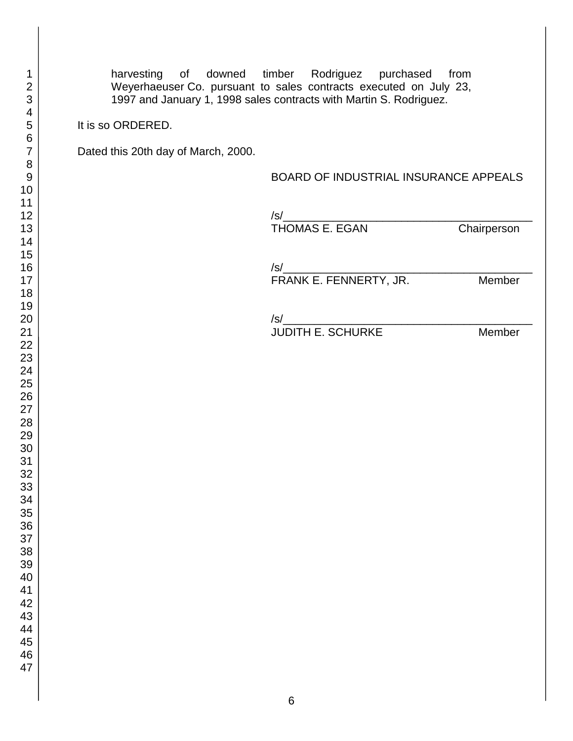harvesting of downed timber Rodriguez purchased from Weyerhaeuser Co. pursuant to sales contracts executed on July 23, 1997 and January 1, 1998 sales contracts with Martin S. Rodriguez.

It is so ORDERED.

Dated this 20th day of March, 2000.

BOARD OF INDUSTRIAL INSURANCE APPEALS

/s/\_\_\_\_\_\_\_\_\_\_\_\_\_\_\_\_\_\_\_\_\_\_\_\_\_\_\_\_\_\_\_\_\_\_\_\_\_\_\_\_
THOMAS E. EGAN Chairperson

/s/\_\_\_\_\_\_\_\_\_\_\_\_\_\_\_\_\_\_\_\_\_\_\_\_\_\_\_\_\_\_\_\_\_\_\_\_\_\_\_\_
FRANK E. FENNERTY, JR. Member

/s/\_\_\_\_\_\_\_\_\_\_\_\_\_\_\_\_\_\_\_\_\_\_\_\_\_\_\_\_\_\_\_\_\_\_\_\_\_\_\_\_
JUDITH E. SCHURKE Member